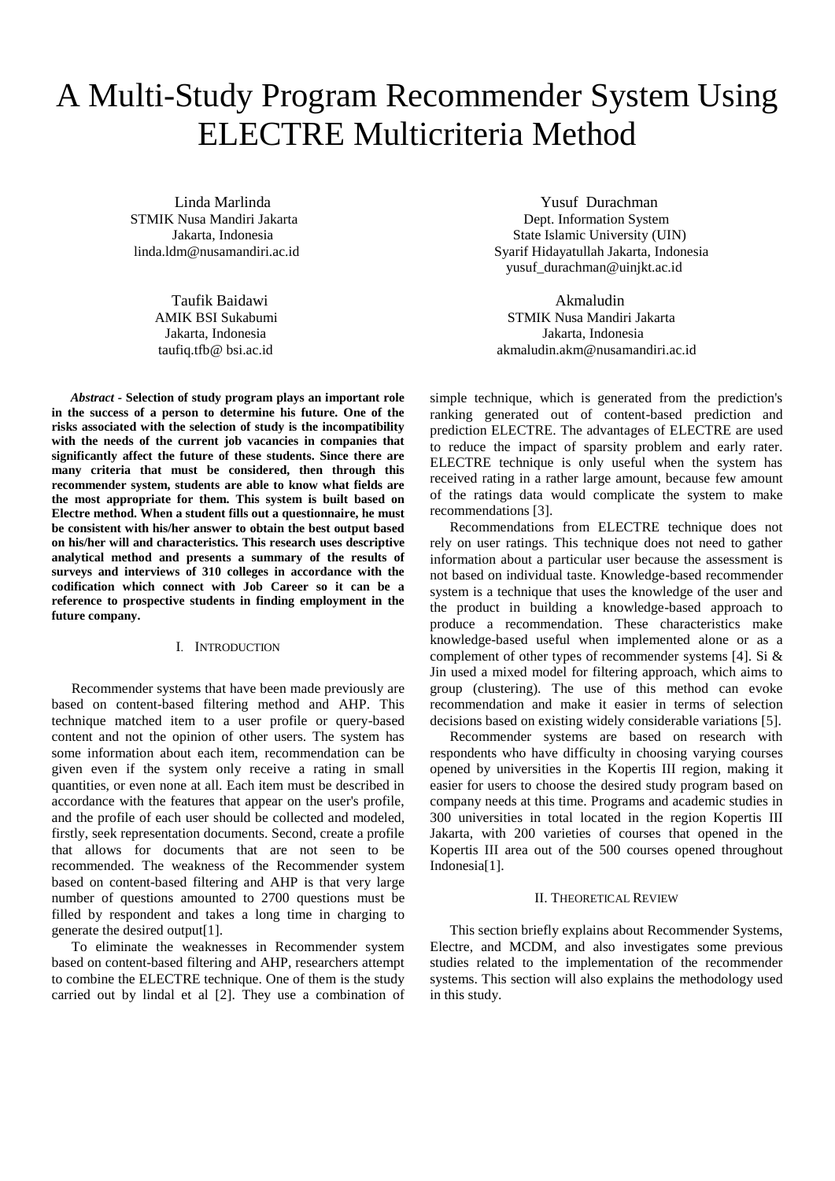# A Multi-Study Program Recommender System Using ELECTRE Multicriteria Method

Linda Marlinda
STMIK Nusa Mandiri Jakarta
Jakarta, Indonesia
linda.ldm@nusamandiri.ac.id

Yusuf Durachman
Dept. Information System
State Islamic University (UIN)
Syarif Hidayatullah Jakarta, Indonesia
yusuf_durachman@uinjkt.ac.id

Taufik Baidawi
AMIK BSI Sukabumi
Jakarta, Indonesia
taufiq.tfb@ bsi.ac.id

Akmaludin
STMIK Nusa Mandiri Jakarta
Jakarta, Indonesia
akmaludin.akm@nusamandiri.ac.id

***Abstract*** **- Selection of study program plays an important role in the success of a person to determine his future. One of the risks associated with the selection of study is the incompatibility with the needs of the current job vacancies in companies that significantly affect the future of these students. Since there are many criteria that must be considered, then through this recommender system, students are able to know what fields are the most appropriate for them. This system is built based on Electre method. When a student fills out a questionnaire, he must be consistent with his/her answer to obtain the best output based on his/her will and characteristics. This research uses descriptive analytical method and presents a summary of the results of surveys and interviews of 310 colleges in accordance with the codification which connect with Job Career so it can be a reference to prospective students in finding employment in the future company.**

## I. INTRODUCTION

Recommender systems that have been made previously are based on content-based filtering method and AHP. This technique matched item to a user profile or query-based content and not the opinion of other users. The system has some information about each item, recommendation can be given even if the system only receive a rating in small quantities, or even none at all. Each item must be described in accordance with the features that appear on the user's profile, and the profile of each user should be collected and modeled, firstly, seek representation documents. Second, create a profile that allows for documents that are not seen to be recommended. The weakness of the Recommender system based on content-based filtering and AHP is that very large number of questions amounted to 2700 questions must be filled by respondent and takes a long time in charging to generate the desired output[1].

To eliminate the weaknesses in Recommender system based on content-based filtering and AHP, researchers attempt to combine the ELECTRE technique. One of them is the study carried out by lindal et al [2]. They use a combination of simple technique, which is generated from the prediction's ranking generated out of content-based prediction and prediction ELECTRE. The advantages of ELECTRE are used to reduce the impact of sparsity problem and early rater. ELECTRE technique is only useful when the system has received rating in a rather large amount, because few amount of the ratings data would complicate the system to make recommendations [3].

Recommendations from ELECTRE technique does not rely on user ratings. This technique does not need to gather information about a particular user because the assessment is not based on individual taste. Knowledge-based recommender system is a technique that uses the knowledge of the user and the product in building a knowledge-based approach to produce a recommendation. These characteristics make knowledge-based useful when implemented alone or as a complement of other types of recommender systems [4]. Si & Jin used a mixed model for filtering approach, which aims to group (clustering). The use of this method can evoke recommendation and make it easier in terms of selection decisions based on existing widely considerable variations [5].

Recommender systems are based on research with respondents who have difficulty in choosing varying courses opened by universities in the Kopertis III region, making it easier for users to choose the desired study program based on company needs at this time. Programs and academic studies in 300 universities in total located in the region Kopertis III Jakarta, with 200 varieties of courses that opened in the Kopertis III area out of the 500 courses opened throughout Indonesia[1].

## II. THEORETICAL REVIEW

This section briefly explains about Recommender Systems, Electre, and MCDM, and also investigates some previous studies related to the implementation of the recommender systems. This section will also explains the methodology used in this study.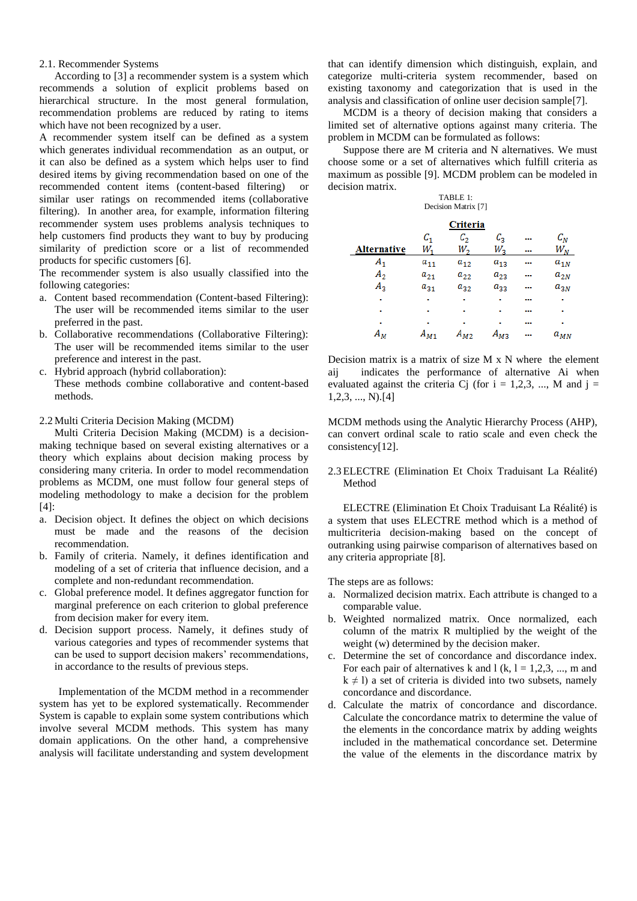### 2.1. Recommender Systems

According to [3] a recommender system is a system which recommends a solution of explicit problems based on hierarchical structure. In the most general formulation, recommendation problems are reduced by rating to items which have not been recognized by a user.

A recommender system itself can be defined as a system which generates individual recommendation as an output, or it can also be defined as a system which helps user to find desired items by giving recommendation based on one of the recommended content items (content-based filtering) or similar user ratings on recommended items (collaborative filtering). In another area, for example, information filtering recommender system uses problems analysis techniques to help customers find products they want to buy by producing similarity of prediction score or a list of recommended products for specific customers [6].

The recommender system is also usually classified into the following categories:

a. Content based recommendation (Content-based Filtering): The user will be recommended items similar to the user preferred in the past.
b. Collaborative recommendations (Collaborative Filtering): The user will be recommended items similar to the user preference and interest in the past.
c. Hybrid approach (hybrid collaboration): These methods combine collaborative and content-based methods.

### 2.2 Multi Criteria Decision Making (MCDM)

Multi Criteria Decision Making (MCDM) is a decision-making technique based on several existing alternatives or a theory which explains about decision making process by considering many criteria. In order to model recommendation problems as MCDM, one must follow four general steps of modeling methodology to make a decision for the problem [4]:

a. Decision object. It defines the object on which decisions must be made and the reasons of the decision recommendation.
b. Family of criteria. Namely, it defines identification and modeling of a set of criteria that influence decision, and a complete and non-redundant recommendation.
c. Global preference model. It defines aggregator function for marginal preference on each criterion to global preference from decision maker for every item.
d. Decision support process. Namely, it defines study of various categories and types of recommender systems that can be used to support decision makers' recommendations, in accordance to the results of previous steps.

Implementation of the MCDM method in a recommender system has yet to be explored systematically. Recommender System is capable to explain some system contributions which involve several MCDM methods. This system has many domain applications. On the other hand, a comprehensive analysis will facilitate understanding and system development that can identify dimension which distinguish, explain, and categorize multi-criteria system recommender, based on existing taxonomy and categorization that is used in the analysis and classification of online user decision sample[7].

MCDM is a theory of decision making that considers a limited set of alternative options against many criteria. The problem in MCDM can be formulated as follows:

Suppose there are M criteria and N alternatives. We must choose some or a set of alternatives which fulfill criteria as maximum as possible [9]. MCDM problem can be modeled in decision matrix.

TABLE 1:
Decision Matrix [7]

| | Criteria | | | | |
|---|---|---|---|---|---|
| | $C_1$ | $C_2$ | $C_3$ | ... | $C_N$ |
| Alternative | $W_1$ | $W_2$ | $W_3$ | ... | $W_N$ |
| $A_1$ | $a_{11}$ | $a_{12}$ | $a_{13}$ | ... | $a_{1N}$ |
| $A_2$ | $a_{21}$ | $a_{22}$ | $a_{23}$ | ... | $a_{2N}$ |
| $A_3$ | $a_{31}$ | $a_{32}$ | $a_{33}$ | ... | $a_{3N}$ |
| . | . | . | . | ... | . |
| . | . | . | . | ... | . |
| . | . | . | . | ... | . |
| $A_M$ | $A_{M1}$ | $A_{M2}$ | $A_{M3}$ | ... | $a_{MN}$ |

Decision matrix is a matrix of size M x N where the element aij indicates the performance of alternative Ai when evaluated against the criteria Cj (for i = 1,2,3, ..., M and j = 1,2,3, ..., N).[4]

MCDM methods using the Analytic Hierarchy Process (AHP), can convert ordinal scale to ratio scale and even check the consistency[12].

### 2.3 ELECTRE (Elimination Et Choix Traduisant La Réalité) Method

ELECTRE (Elimination Et Choix Traduisant La Réalité) is a system that uses ELECTRE method which is a method of multicriteria decision-making based on the concept of outranking using pairwise comparison of alternatives based on any criteria appropriate [8].

The steps are as follows:

a. Normalized decision matrix. Each attribute is changed to a comparable value.
b. Weighted normalized matrix. Once normalized, each column of the matrix R multiplied by the weight of the weight (w) determined by the decision maker.
c. Determine the set of concordance and discordance index. For each pair of alternatives k and l (k, l = 1,2,3, ..., m and k ≠ l) a set of criteria is divided into two subsets, namely concordance and discordance.
d. Calculate the matrix of concordance and discordance. Calculate the concordance matrix to determine the value of the elements in the concordance matrix by adding weights included in the mathematical concordance set. Determine the value of the elements in the discordance matrix by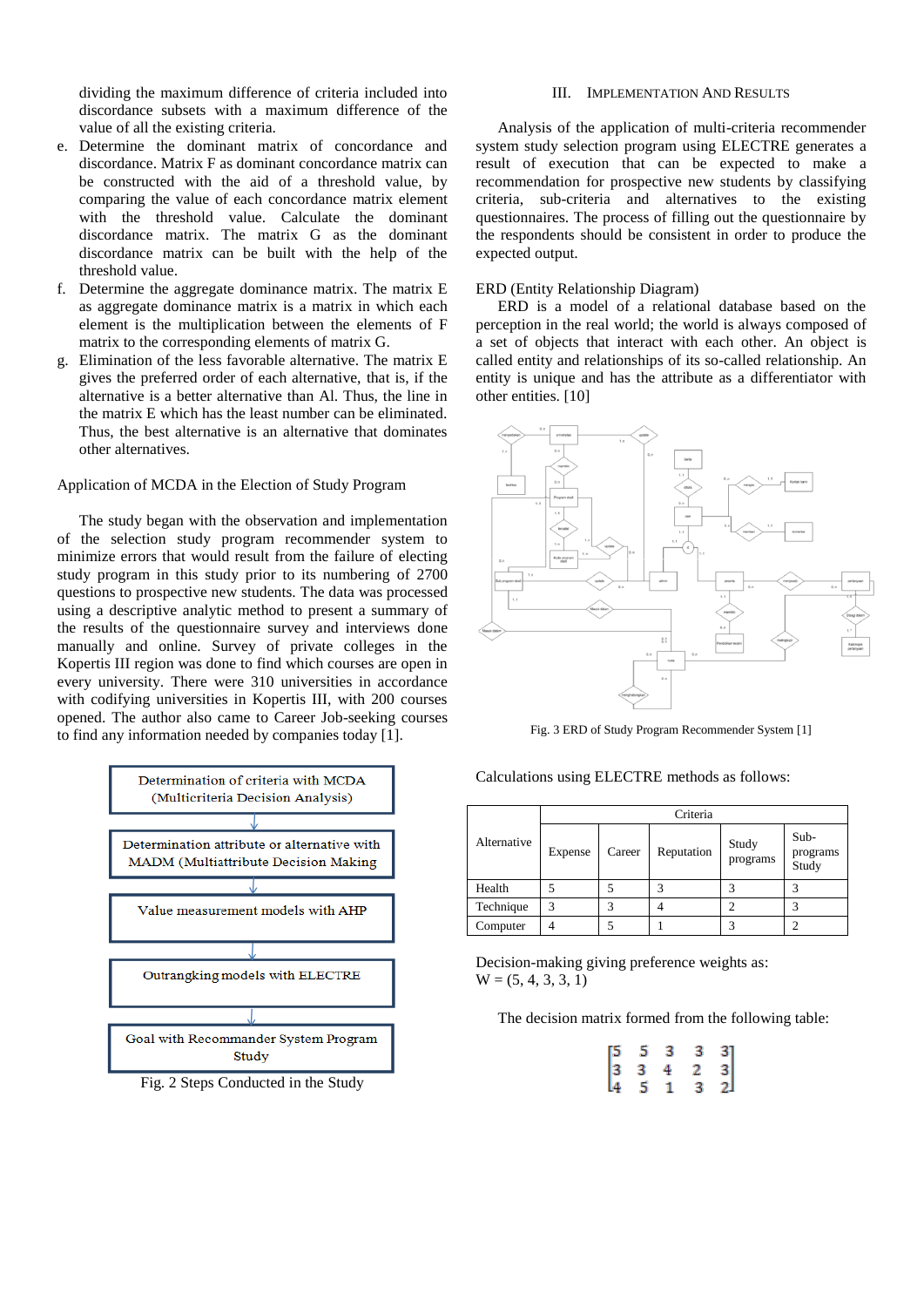dividing the maximum difference of criteria included into discordance subsets with a maximum difference of the value of all the existing criteria.

e. Determine the dominant matrix of concordance and discordance. Matrix F as dominant concordance matrix can be constructed with the aid of a threshold value, by comparing the value of each concordance matrix element with the threshold value. Calculate the dominant discordance matrix. The matrix G as the dominant discordance matrix can be built with the help of the threshold value.
f. Determine the aggregate dominance matrix. The matrix E as aggregate dominance matrix is a matrix in which each element is the multiplication between the elements of F matrix to the corresponding elements of matrix G.
g. Elimination of the less favorable alternative. The matrix E gives the preferred order of each alternative, that is, if the alternative is a better alternative than Al. Thus, the line in the matrix E which has the least number can be eliminated. Thus, the best alternative is an alternative that dominates other alternatives.

Application of MCDA in the Election of Study Program

The study began with the observation and implementation of the selection study program recommender system to minimize errors that would result from the failure of electing study program in this study prior to its numbering of 2700 questions to prospective new students. The data was processed using a descriptive analytic method to present a summary of the results of the questionnaire survey and interviews done manually and online. Survey of private colleges in the Kopertis III region was done to find which courses are open in every university. There were 310 universities in accordance with codifying universities in Kopertis III, with 200 courses opened. The author also came to Career Job-seeking courses to find any information needed by companies today [1].

Determination of criteria with MCDA (Multicriteria Decision Analysis)
↓
Determination attribute or alternative with MADM (Multiattribute Decision Making
↓
Value measurement models with AHP
↓
Outrangking models with ELECTRE
↓
Goal with Recommander System Program Study

Fig. 2 Steps Conducted in the Study

## III. Implementation And Results

Analysis of the application of multi-criteria recommender system study selection program using ELECTRE generates a result of execution that can be expected to make a recommendation for prospective new students by classifying criteria, sub-criteria and alternatives to the existing questionnaires. The process of filling out the questionnaire by the respondents should be consistent in order to produce the expected output.

ERD (Entity Relationship Diagram)

ERD is a model of a relational database based on the perception in the real world; the world is always composed of a set of objects that interact with each other. An object is called entity and relationships of its so-called relationship. An entity is unique and has the attribute as a differentiator with other entities. [10]

Fig. 3 ERD of Study Program Recommender System [1]

Calculations using ELECTRE methods as follows:

| Alternative | Criteria | | | | |
|---|---|---|---|---|---|
| | Expense | Career | Reputation | Study programs | Sub-programs Study |
| Health | 5 | 5 | 3 | 3 | 3 |
| Technique | 3 | 3 | 4 | 2 | 3 |
| Computer | 4 | 5 | 1 | 3 | 2 |

Decision-making giving preference weights as:
W = (5, 4, 3, 3, 1)

The decision matrix formed from the following table:

$$\begin{bmatrix} 5 & 5 & 3 & 3 & 3 \\ 3 & 3 & 4 & 2 & 3 \\ 4 & 5 & 1 & 3 & 2 \end{bmatrix}$$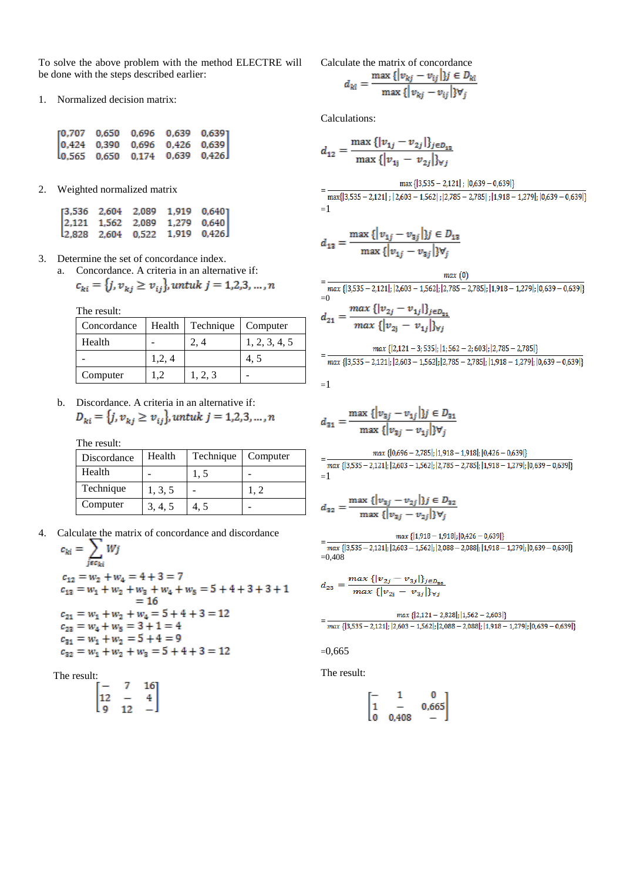To solve the above problem with the method ELECTRE will be done with the steps described earlier:

1. Normalized decision matrix:

$$\begin{bmatrix} 0{,}707 & 0{,}650 & 0{,}696 & 0{,}639 & 0{,}639 \\ 0{,}424 & 0{,}390 & 0{,}696 & 0{,}426 & 0{,}639 \\ 0{,}565 & 0{,}650 & 0{,}174 & 0{,}639 & 0{,}426 \end{bmatrix}$$

2. Weighted normalized matrix

$$\begin{bmatrix} 3{,}536 & 2{,}604 & 2{,}089 & 1{,}919 & 0{,}640 \\ 2{,}121 & 1{,}562 & 2{,}089 & 1{,}279 & 0{,}640 \\ 2{,}828 & 2{,}604 & 0{,}522 & 1{,}919 & 0{,}426 \end{bmatrix}$$

3. Determine the set of concordance index.
   a. Concordance. A criteria in an alternative if:

   $$c_{ki} = \{j, v_{kj} \geq v_{ij}\}, untuk\ j = 1,2,3,\ldots,n$$

   The result:

| Concordance | Health | Technique | Computer |
|---|---|---|---|
| Health | - | 2, 4 | 1, 2, 3, 4, 5 |
| - | 1,2, 4 | | 4, 5 |
| Computer | 1,2 | 1, 2, 3 | - |

   b. Discordance. A criteria in an alternative if:

   $$D_{ki} = \{j, v_{kj} \geq v_{ij}\}, untuk\ j = 1,2,3,\ldots,n$$

   The result:

| Discordance | Health | Technique | Computer |
|---|---|---|---|
| Health | - | 1, 5 | - |
| Technique | 1, 3, 5 | - | 1, 2 |
| Computer | 3, 4, 5 | 4, 5 | - |

4. Calculate the matrix of concordance and discordance

$$c_{ki} = \sum_{j \in c_{ki}} w_j$$

$$c_{12} = w_2 + w_4 = 4 + 3 = 7$$
$$c_{13} = w_1 + w_2 + w_3 + w_4 + w_5 = 5 + 4 + 3 + 3 + 1 = 16$$
$$c_{21} = w_1 + w_2 + w_4 = 5 + 4 + 3 = 12$$
$$c_{23} = w_4 + w_5 = 3 + 1 = 4$$
$$c_{31} = w_1 + w_2 = 5 + 4 = 9$$
$$c_{32} = w_1 + w_2 + w_3 = 5 + 4 + 3 = 12$$

The result:

$$\begin{bmatrix} - & 7 & 16 \\ 12 & - & 4 \\ 9 & 12 & - \end{bmatrix}$$

Calculate the matrix of concordance

$$d_{kl} = \frac{\max\{|v_{kj} - v_{ij}|\} j \in D_{kl}}{\max\{|v_{kj} - v_{ij}|\} \forall_j}$$

Calculations:

$$d_{12} = \frac{\max\{|v_{1j} - v_{2j}|\}_{j \in D_{12}}}{\max\{|v_{1j} - v_{2j}|\} \forall_j}$$

$$= \frac{\max\{|3{,}535 - 2{,}121|\,;\ |0{,}639 - 0{,}639|\}}{\max\{|3{,}535 - 2{,}121|\,;\ |2{,}603 - 1{,}562|\,;|2{,}785 - 2{,}785|\,;|1{,}918 - 1{,}279|;\ |0{,}639 - 0{,}639|\}}$$

$=1$

$$d_{13} = \frac{\max\{|v_{1j} - v_{3j}|\} j \in D_{13}}{\max\{|v_{1j} - v_{3j}|\} \forall_j}$$

$$= \frac{\max\ (0)}{\max\{|3{,}535 - 2{,}121|;\ |2{,}603 - 1{,}562|;|2{,}785 - 2{,}785|;|1{,}918 - 1{,}279|;|0{,}639 - 0{,}639|\}}$$

$=0$

$$d_{21} = \frac{\max\{|v_{2j} - v_{1j}|\}_{j \in D_{21}}}{\max\{|v_{2j} - v_{1j}|\} \forall_j}$$

$$= \frac{\max\{|2{,}121 - 3;535|;|1;562 - 2;603|;|2{,}785 - 2{,}785|\}}{\max\{|3{,}535 - 2{,}121|;|2{,}603 - 1{,}562|;|2{,}785 - 2{,}785|;\ |1{,}918 - 1{,}279|;\ |0{,}639 - 0{,}639|\}}$$

$=1$

$$d_{31} = \frac{\max\{|v_{3j} - v_{1j}|\} j \in D_{31}}{\max\{|v_{3j} - v_{1j}|\} \forall_j}$$

$$= \frac{\max\{|0{,}696 - 2{,}785|;|1{,}918 - 1{,}918|;|0{,}426 - 0{,}639|\}}{\max\{|3{,}535 - 2{,}121|;|2{,}603 - 1{,}562|;|2{,}785 - 2{,}785|;|1{,}918 - 1{,}279|;|0{,}639 - 0{,}639|\}}$$

$=1$

$$d_{32} = \frac{\max\{|v_{3j} - v_{2j}|\} j \in D_{32}}{\max\{|v_{3j} - v_{2j}|\} \forall_j}$$

$$= \frac{\max\{|1{,}918 - 1{,}918|;|0{,}426 - 0{,}639|\}}{\max\{|3{,}535 - 2{,}121|;|2{,}603 - 1{,}562|;|2{,}088 - 2{,}088|;|1{,}918 - 1{,}279|;|0{,}639 - 0{,}639|\}}$$

$=0{,}408$

$$d_{23} = \frac{\max\{|v_{2j} - v_{3j}|\}_{j \in D_{23}}}{\max\{|v_{2j} - v_{3j}|\} \forall_j}$$

$$= \frac{\max\{|2{,}121 - 2{,}828|;|1{,}562 - 2{,}603|\}}{\max\{|3{,}535 - 2{,}121|;|2{,}603 - 1{,}562|;|2{,}088 - 2{,}088|;|1{,}918 - 1{,}279|;|0{,}639 - 0{,}639|\}}$$

$=0{,}665$

The result:

$$\begin{bmatrix} - & 1 & 0 \\ 1 & - & 0{,}665 \\ 0 & 0{,}408 & - \end{bmatrix}$$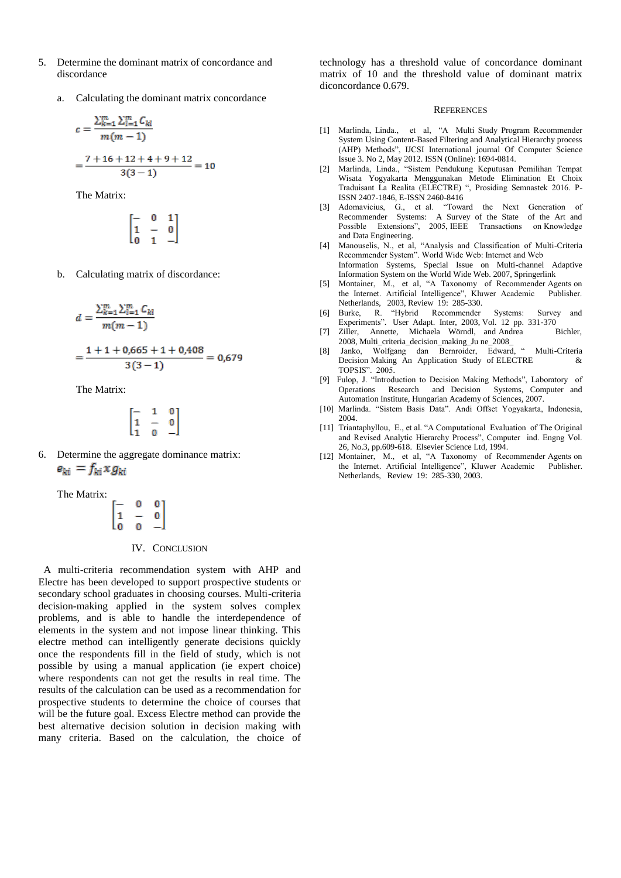5. Determine the dominant matrix of concordance and discordance

   a. Calculating the dominant matrix concordance

$$c = \frac{\sum_{k=1}^{m}\sum_{l=1}^{m} C_{kl}}{m(m-1)}$$

$$= \frac{7+16+12+4+9+12}{3(3-1)} = 10$$

The Matrix:

$$\begin{bmatrix} - & 0 & 1 \\ 1 & - & 0 \\ 0 & 1 & - \end{bmatrix}$$

   b. Calculating matrix of discordance:

$$d = \frac{\sum_{k=1}^{m}\sum_{l=1}^{m} C_{kl}}{m(m-1)}$$

$$= \frac{1+1+0{,}665+1+0{,}408}{3(3-1)} = 0{,}679$$

The Matrix:

$$\begin{bmatrix} - & 1 & 0 \\ 1 & - & 0 \\ 1 & 0 & - \end{bmatrix}$$

6. Determine the aggregate dominance matrix:

$$e_{kl} = f_{kl} x\, g_{kl}$$

The Matrix:

$$\begin{bmatrix} - & 0 & 0 \\ 1 & - & 0 \\ 0 & 0 & - \end{bmatrix}$$

## IV. Conclusion

A multi-criteria recommendation system with AHP and Electre has been developed to support prospective students or secondary school graduates in choosing courses. Multi-criteria decision-making applied in the system solves complex problems, and is able to handle the interdependence of elements in the system and not impose linear thinking. This electre method can intelligently generate decisions quickly once the respondents fill in the field of study, which is not possible by using a manual application (ie expert choice) where respondents can not get the results in real time. The results of the calculation can be used as a recommendation for prospective students to determine the choice of courses that will be the future goal. Excess Electre method can provide the best alternative decision solution in decision making with many criteria. Based on the calculation, the choice of technology has a threshold value of concordance dominant matrix of 10 and the threshold value of dominant matrix diconcordance 0.679.

## References

[1] Marlinda, Linda., et al, "A Multi Study Program Recommender System Using Content-Based Filtering and Analytical Hierarchy process (AHP) Methods", IJCSI International journal Of Computer Science Issue 3. No 2, May 2012. ISSN (Online): 1694-0814.

[2] Marlinda, Linda., "Sistem Pendukung Keputusan Pemilihan Tempat Wisata Yogyakarta Menggunakan Metode Elimination Et Choix Traduisant La Realita (ELECTRE) ", Prosiding Semnastek 2016. P-ISSN 2407-1846, E-ISSN 2460-8416

[3] Adomavicius, G., et al. "Toward the Next Generation of Recommender Systems: A Survey of the State of the Art and Possible Extensions", 2005, IEEE Transactions on Knowledge and Data Engineering.

[4] Manouselis, N., et al, "Analysis and Classification of Multi-Criteria Recommender System". World Wide Web: Internet and Web Information Systems, Special Issue on Multi-channel Adaptive Information System on the World Wide Web. 2007, Springerlink

[5] Montainer, M., et al, "A Taxonomy of Recommender Agents on the Internet. Artificial Intelligence", Kluwer Academic Publisher. Netherlands, 2003, Review 19: 285-330.

[6] Burke, R. "Hybrid Recommender Systems: Survey and Experiments". User Adapt. Inter, 2003, Vol. 12 pp. 331-370

[7] Ziller, Annette, Michaela Wörndl, and Andrea Bichler, 2008, Multi_criteria_decision_making_Ju ne_2008_

[8] Janko, Wolfgang dan Bernroider, Edward, " Multi-Criteria Decision Making An Application Study of ELECTRE & TOPSIS". 2005.

[9] Fulop, J. "Introduction to Decision Making Methods", Laboratory of Operations Research and Decision Systems, Computer and Automation Institute, Hungarian Academy of Sciences, 2007.

[10] Marlinda. "Sistem Basis Data". Andi Offset Yogyakarta, Indonesia, 2004.

[11] Triantaphyllou, E., et al. "A Computational Evaluation of The Original and Revised Analytic Hierarchy Process", Computer ind. Engng Vol. 26, No.3, pp.609-618. Elsevier Science Ltd, 1994.

[12] Montainer, M., et al, "A Taxonomy of Recommender Agents on the Internet. Artificial Intelligence", Kluwer Academic Publisher. Netherlands, Review 19: 285-330, 2003.